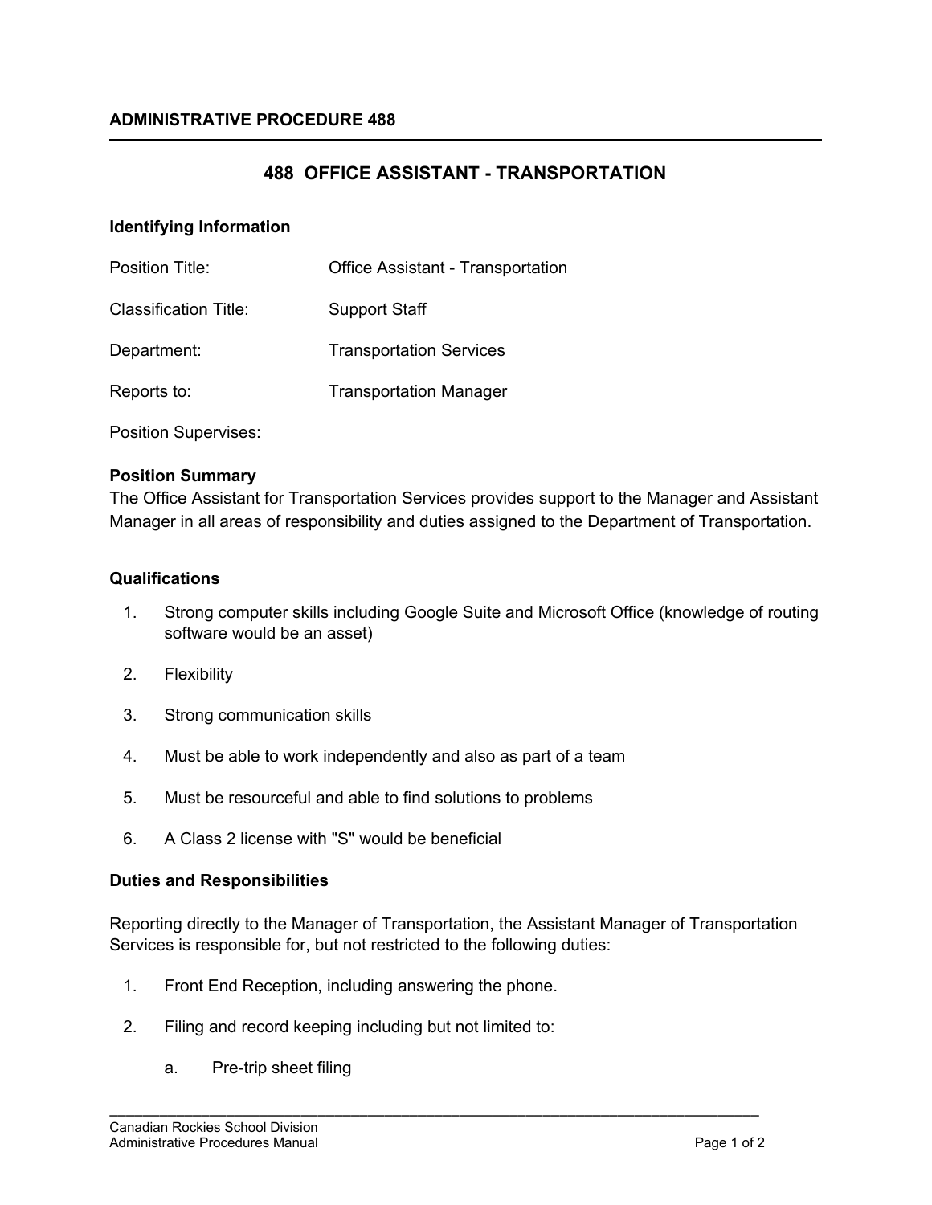**ADMINISTRATIVE PROCEDURE 488**

# 488 OFFICE ASSISTANT - TRANSPORTATION

### Identifying Information

| | |
|---|---|
| Position Title: | Office Assistant - Transportation |
| Classification Title: | Support Staff |
| Department: | Transportation Services |
| Reports to: | Transportation Manager |
| Position Supervises: | |

### Position Summary

The Office Assistant for Transportation Services provides support to the Manager and Assistant Manager in all areas of responsibility and duties assigned to the Department of Transportation.

### Qualifications

1. Strong computer skills including Google Suite and Microsoft Office (knowledge of routing software would be an asset)
2. Flexibility
3. Strong communication skills
4. Must be able to work independently and also as part of a team
5. Must be resourceful and able to find solutions to problems
6. A Class 2 license with "S" would be beneficial

### Duties and Responsibilities

Reporting directly to the Manager of Transportation, the Assistant Manager of Transportation Services is responsible for, but not restricted to the following duties:

1. Front End Reception, including answering the phone.
2. Filing and record keeping including but not limited to:
    a. Pre-trip sheet filing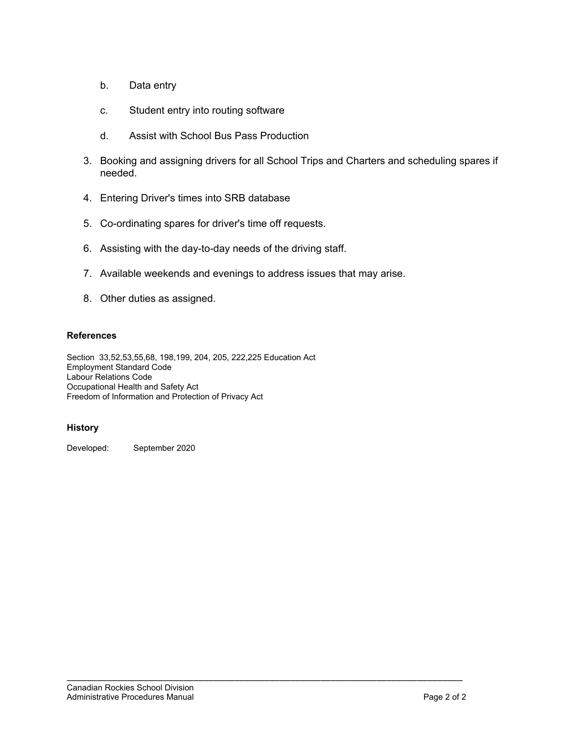b. Data entry

   c. Student entry into routing software

   d. Assist with School Bus Pass Production

3. Booking and assigning drivers for all School Trips and Charters and scheduling spares if needed.

4. Entering Driver's times into SRB database

5. Co-ordinating spares for driver's time off requests.

6. Assisting with the day-to-day needs of the driving staff.

7. Available weekends and evenings to address issues that may arise.

8. Other duties as assigned.

**References**

Section 33,52,53,55,68, 198,199, 204, 205, 222,225 Education Act
Employment Standard Code
Labour Relations Code
Occupational Health and Safety Act
Freedom of Information and Protection of Privacy Act

**History**

Developed: September 2020